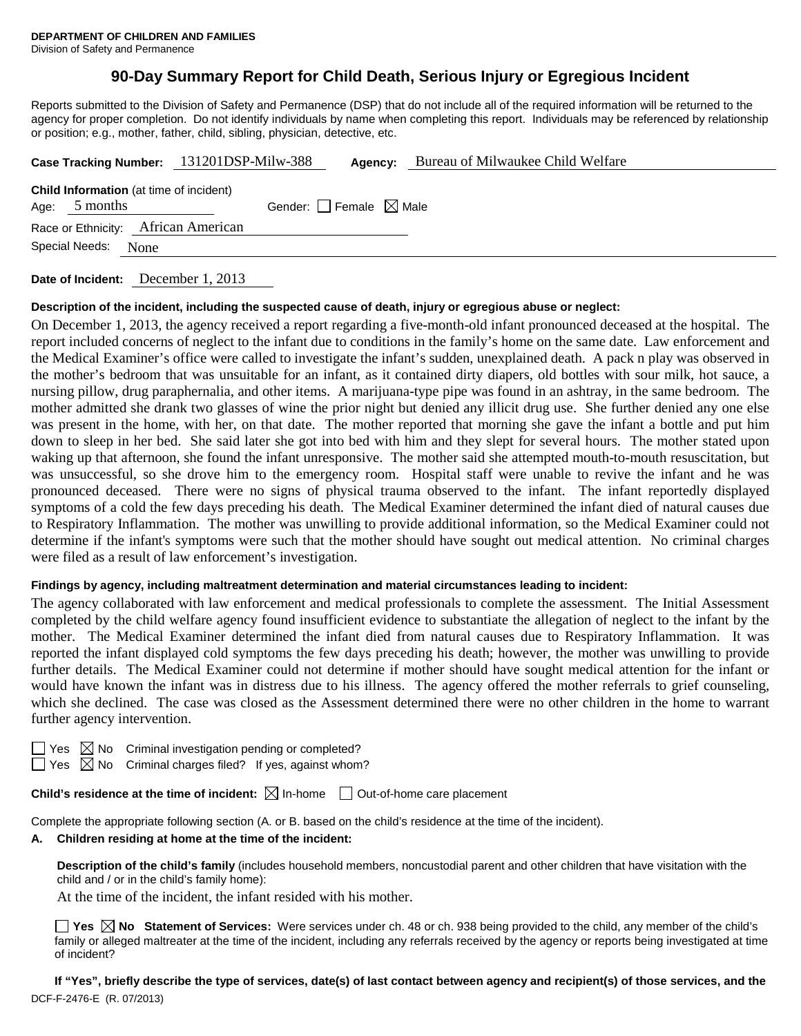**DEPARTMENT OF CHILDREN AND FAMILIES**
Division of Safety and Permanence

# 90-Day Summary Report for Child Death, Serious Injury or Egregious Incident

Reports submitted to the Division of Safety and Permanence (DSP) that do not include all of the required information will be returned to the agency for proper completion. Do not identify individuals by name when completing this report. Individuals may be referenced by relationship or position; e.g., mother, father, child, sibling, physician, detective, etc.

**Case Tracking Number:** 131201DSP-Milw-388 **Agency:** Bureau of Milwaukee Child Welfare

**Child Information** (at time of incident)
Age: 5 months Gender: ☐ Female ☒ Male
Race or Ethnicity: African American
Special Needs: None

**Date of Incident:** December 1, 2013

**Description of the incident, including the suspected cause of death, injury or egregious abuse or neglect:**

On December 1, 2013, the agency received a report regarding a five-month-old infant pronounced deceased at the hospital. The report included concerns of neglect to the infant due to conditions in the family's home on the same date. Law enforcement and the Medical Examiner's office were called to investigate the infant's sudden, unexplained death. A pack n play was observed in the mother's bedroom that was unsuitable for an infant, as it contained dirty diapers, old bottles with sour milk, hot sauce, a nursing pillow, drug paraphernalia, and other items. A marijuana-type pipe was found in an ashtray, in the same bedroom. The mother admitted she drank two glasses of wine the prior night but denied any illicit drug use. She further denied any one else was present in the home, with her, on that date. The mother reported that morning she gave the infant a bottle and put him down to sleep in her bed. She said later she got into bed with him and they slept for several hours. The mother stated upon waking up that afternoon, she found the infant unresponsive. The mother said she attempted mouth-to-mouth resuscitation, but was unsuccessful, so she drove him to the emergency room. Hospital staff were unable to revive the infant and he was pronounced deceased. There were no signs of physical trauma observed to the infant. The infant reportedly displayed symptoms of a cold the few days preceding his death. The Medical Examiner determined the infant died of natural causes due to Respiratory Inflammation. The mother was unwilling to provide additional information, so the Medical Examiner could not determine if the infant's symptoms were such that the mother should have sought out medical attention. No criminal charges were filed as a result of law enforcement's investigation.

**Findings by agency, including maltreatment determination and material circumstances leading to incident:**

The agency collaborated with law enforcement and medical professionals to complete the assessment. The Initial Assessment completed by the child welfare agency found insufficient evidence to substantiate the allegation of neglect to the infant by the mother. The Medical Examiner determined the infant died from natural causes due to Respiratory Inflammation. It was reported the infant displayed cold symptoms the few days preceding his death; however, the mother was unwilling to provide further details. The Medical Examiner could not determine if mother should have sought medical attention for the infant or would have known the infant was in distress due to his illness. The agency offered the mother referrals to grief counseling, which she declined. The case was closed as the Assessment determined there were no other children in the home to warrant further agency intervention.

☐ Yes ☒ No Criminal investigation pending or completed?
☐ Yes ☒ No Criminal charges filed? If yes, against whom?

**Child's residence at the time of incident:** ☒ In-home ☐ Out-of-home care placement

Complete the appropriate following section (A. or B. based on the child's residence at the time of the incident).

**A. Children residing at home at the time of the incident:**

**Description of the child's family** (includes household members, noncustodial parent and other children that have visitation with the child and / or in the child's family home):

At the time of the incident, the infant resided with his mother.

☐ **Yes** ☒ **No** **Statement of Services:** Were services under ch. 48 or ch. 938 being provided to the child, any member of the child's family or alleged maltreater at the time of the incident, including any referrals received by the agency or reports being investigated at time of incident?

**If "Yes", briefly describe the type of services, date(s) of last contact between agency and recipient(s) of those services, and the**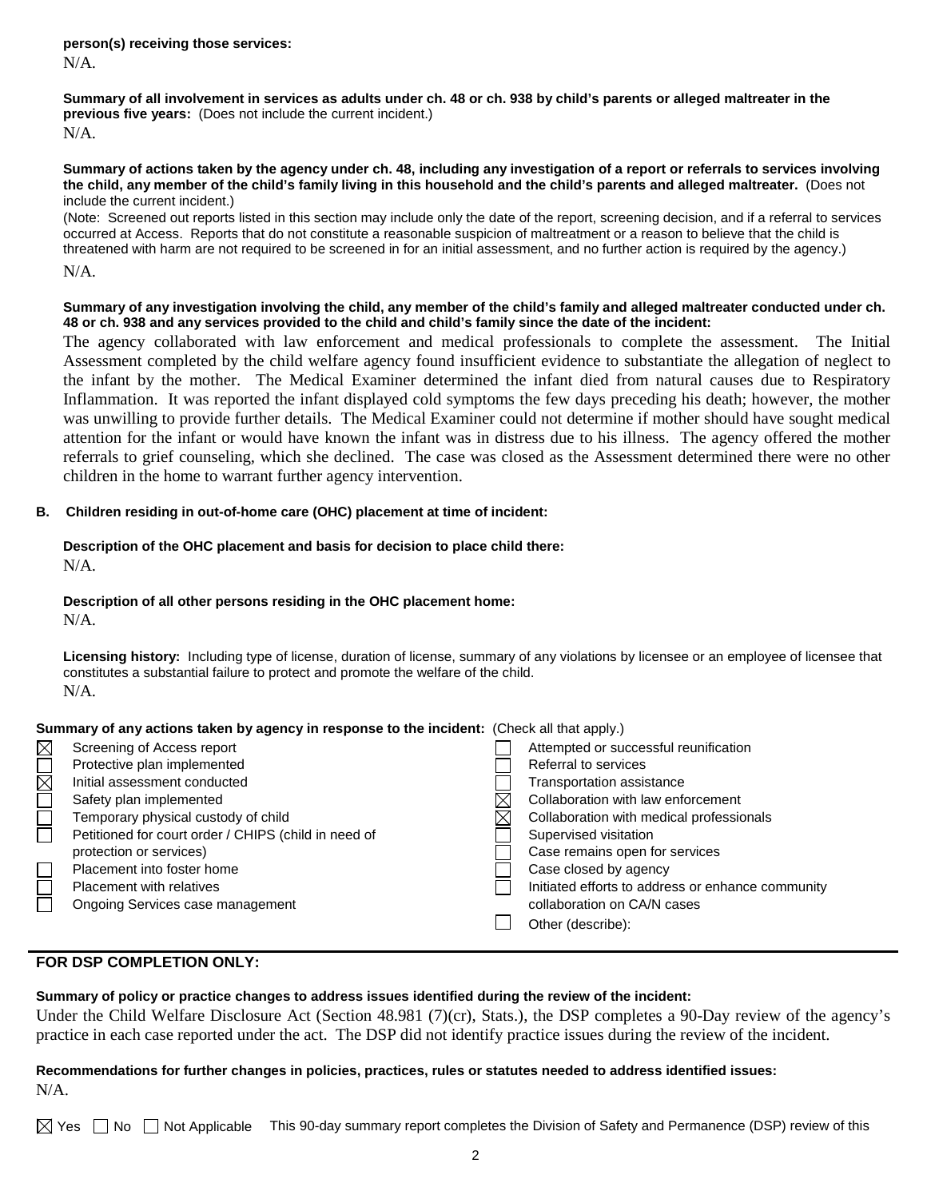**person(s) receiving those services:**
N/A.

**Summary of all involvement in services as adults under ch. 48 or ch. 938 by child's parents or alleged maltreater in the previous five years:** (Does not include the current incident.)
N/A.

**Summary of actions taken by the agency under ch. 48, including any investigation of a report or referrals to services involving the child, any member of the child's family living in this household and the child's parents and alleged maltreater.** (Does not include the current incident.)
(Note: Screened out reports listed in this section may include only the date of the report, screening decision, and if a referral to services occurred at Access. Reports that do not constitute a reasonable suspicion of maltreatment or a reason to believe that the child is threatened with harm are not required to be screened in for an initial assessment, and no further action is required by the agency.)
N/A.

**Summary of any investigation involving the child, any member of the child's family and alleged maltreater conducted under ch. 48 or ch. 938 and any services provided to the child and child's family since the date of the incident:**
The agency collaborated with law enforcement and medical professionals to complete the assessment. The Initial Assessment completed by the child welfare agency found insufficient evidence to substantiate the allegation of neglect to the infant by the mother. The Medical Examiner determined the infant died from natural causes due to Respiratory Inflammation. It was reported the infant displayed cold symptoms the few days preceding his death; however, the mother was unwilling to provide further details. The Medical Examiner could not determine if mother should have sought medical attention for the infant or would have known the infant was in distress due to his illness. The agency offered the mother referrals to grief counseling, which she declined. The case was closed as the Assessment determined there were no other children in the home to warrant further agency intervention.

**B. Children residing in out-of-home care (OHC) placement at time of incident:**

**Description of the OHC placement and basis for decision to place child there:**
N/A.

**Description of all other persons residing in the OHC placement home:**
N/A.

**Licensing history:** Including type of license, duration of license, summary of any violations by licensee or an employee of licensee that constitutes a substantial failure to protect and promote the welfare of the child.
N/A.

**Summary of any actions taken by agency in response to the incident:** (Check all that apply.)

- [x] Screening of Access report
- [ ] Protective plan implemented
- [x] Initial assessment conducted
- [ ] Safety plan implemented
- [ ] Temporary physical custody of child
- [ ] Petitioned for court order / CHIPS (child in need of protection or services)
- [ ] Placement into foster home
- [ ] Placement with relatives
- [ ] Ongoing Services case management
- [ ] Attempted or successful reunification
- [ ] Referral to services
- [ ] Transportation assistance
- [x] Collaboration with law enforcement
- [x] Collaboration with medical professionals
- [ ] Supervised visitation
- [ ] Case remains open for services
- [ ] Case closed by agency
- [ ] Initiated efforts to address or enhance community collaboration on CA/N cases
- [ ] Other (describe):

## FOR DSP COMPLETION ONLY:

**Summary of policy or practice changes to address issues identified during the review of the incident:**
Under the Child Welfare Disclosure Act (Section 48.981 (7)(cr), Stats.), the DSP completes a 90-Day review of the agency's practice in each case reported under the act. The DSP did not identify practice issues during the review of the incident.

**Recommendations for further changes in policies, practices, rules or statutes needed to address identified issues:**
N/A.

☒ Yes ☐ No ☐ Not Applicable This 90-day summary report completes the Division of Safety and Permanence (DSP) review of this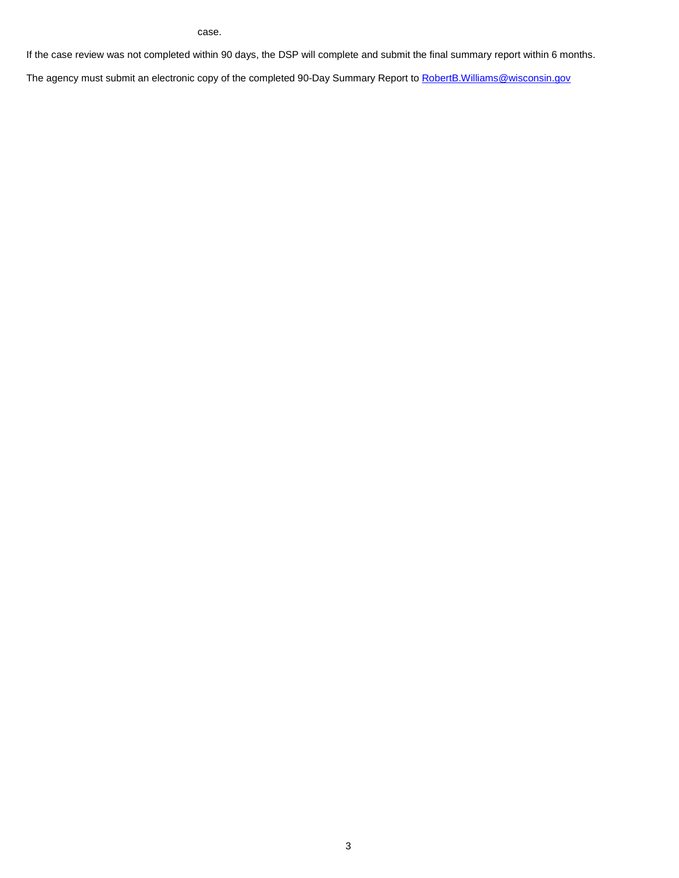case.

If the case review was not completed within 90 days, the DSP will complete and submit the final summary report within 6 months.

The agency must submit an electronic copy of the completed 90-Day Summary Report to RobertB.Williams@wisconsin.gov